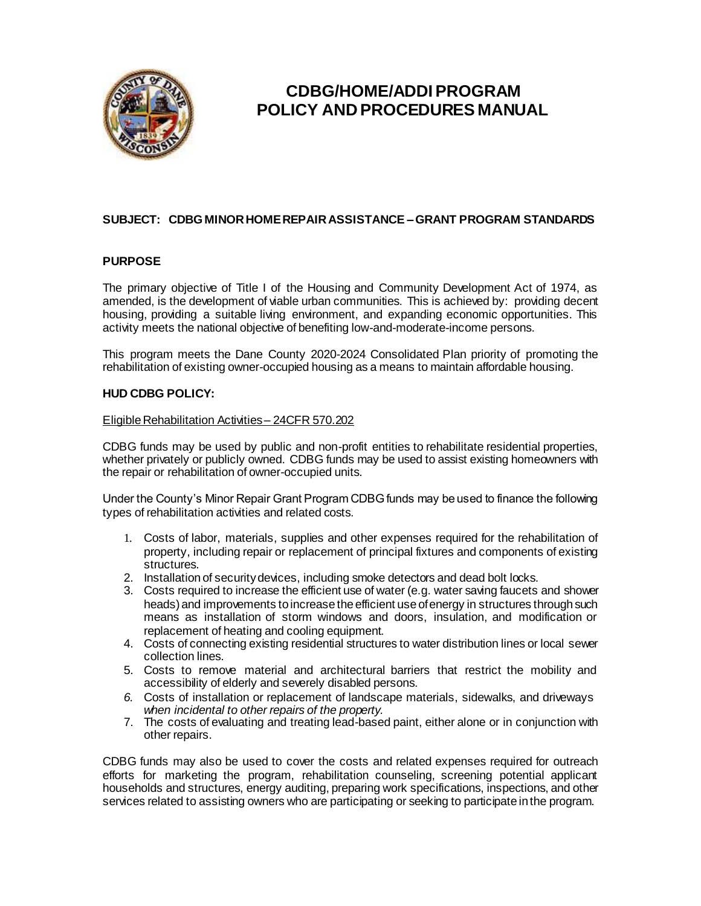# CDBG/HOME/ADDI PROGRAM POLICY AND PROCEDURES MANUAL

**SUBJECT: CDBG MINOR HOME REPAIR ASSISTANCE – GRANT PROGRAM STANDARDS**

## PURPOSE

The primary objective of Title I of the Housing and Community Development Act of 1974, as amended, is the development of viable urban communities. This is achieved by: providing decent housing, providing a suitable living environment, and expanding economic opportunities. This activity meets the national objective of benefiting low-and-moderate-income persons.

This program meets the Dane County 2020-2024 Consolidated Plan priority of promoting the rehabilitation of existing owner-occupied housing as a means to maintain affordable housing.

## HUD CDBG POLICY:

Eligible Rehabilitation Activities – 24CFR 570.202

CDBG funds may be used by public and non-profit entities to rehabilitate residential properties, whether privately or publicly owned. CDBG funds may be used to assist existing homeowners with the repair or rehabilitation of owner-occupied units.

Under the County's Minor Repair Grant Program CDBG funds may be used to finance the following types of rehabilitation activities and related costs.

1. Costs of labor, materials, supplies and other expenses required for the rehabilitation of property, including repair or replacement of principal fixtures and components of existing structures.
2. Installation of security devices, including smoke detectors and dead bolt locks.
3. Costs required to increase the efficient use of water (e.g. water saving faucets and shower heads) and improvements to increase the efficient use of energy in structures through such means as installation of storm windows and doors, insulation, and modification or replacement of heating and cooling equipment.
4. Costs of connecting existing residential structures to water distribution lines or local sewer collection lines.
5. Costs to remove material and architectural barriers that restrict the mobility and accessibility of elderly and severely disabled persons.
6. Costs of installation or replacement of landscape materials, sidewalks, and driveways *when incidental to other repairs of the property.*
7. The costs of evaluating and treating lead-based paint, either alone or in conjunction with other repairs.

CDBG funds may also be used to cover the costs and related expenses required for outreach efforts for marketing the program, rehabilitation counseling, screening potential applicant households and structures, energy auditing, preparing work specifications, inspections, and other services related to assisting owners who are participating or seeking to participate in the program.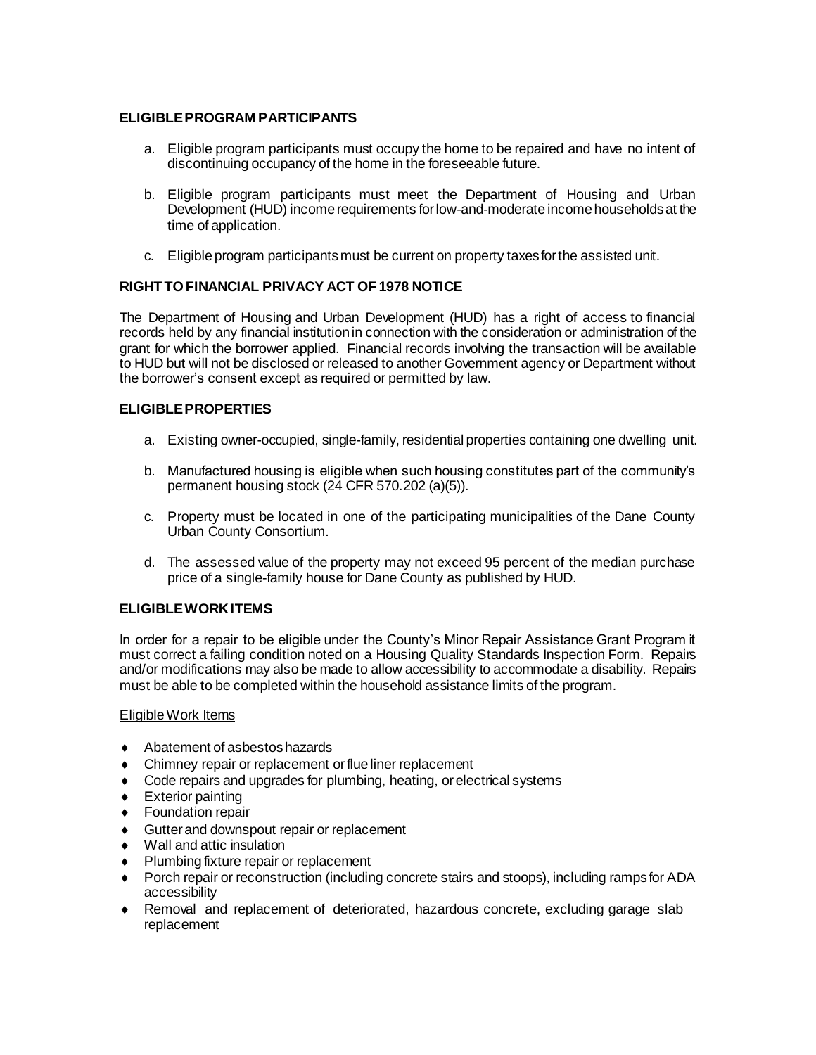## ELIGIBLE PROGRAM PARTICIPANTS

a. Eligible program participants must occupy the home to be repaired and have no intent of discontinuing occupancy of the home in the foreseeable future.

b. Eligible program participants must meet the Department of Housing and Urban Development (HUD) income requirements for low-and-moderate income households at the time of application.

c. Eligible program participants must be current on property taxes for the assisted unit.

## RIGHT TO FINANCIAL PRIVACY ACT OF 1978 NOTICE

The Department of Housing and Urban Development (HUD) has a right of access to financial records held by any financial institution in connection with the consideration or administration of the grant for which the borrower applied. Financial records involving the transaction will be available to HUD but will not be disclosed or released to another Government agency or Department without the borrower's consent except as required or permitted by law.

## ELIGIBLE PROPERTIES

a. Existing owner-occupied, single-family, residential properties containing one dwelling unit.

b. Manufactured housing is eligible when such housing constitutes part of the community's permanent housing stock (24 CFR 570.202 (a)(5)).

c. Property must be located in one of the participating municipalities of the Dane County Urban County Consortium.

d. The assessed value of the property may not exceed 95 percent of the median purchase price of a single-family house for Dane County as published by HUD.

## ELIGIBLE WORK ITEMS

In order for a repair to be eligible under the County's Minor Repair Assistance Grant Program it must correct a failing condition noted on a Housing Quality Standards Inspection Form. Repairs and/or modifications may also be made to allow accessibility to accommodate a disability. Repairs must be able to be completed within the household assistance limits of the program.

Eligible Work Items

- Abatement of asbestos hazards
- Chimney repair or replacement or flue liner replacement
- Code repairs and upgrades for plumbing, heating, or electrical systems
- Exterior painting
- Foundation repair
- Gutter and downspout repair or replacement
- Wall and attic insulation
- Plumbing fixture repair or replacement
- Porch repair or reconstruction (including concrete stairs and stoops), including ramps for ADA accessibility
- Removal and replacement of deteriorated, hazardous concrete, excluding garage slab replacement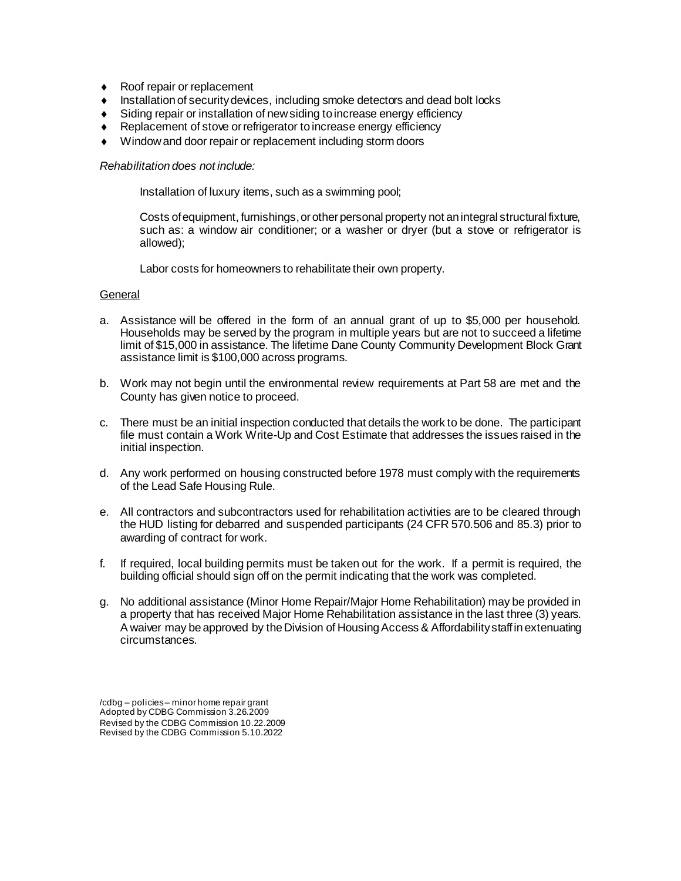- Roof repair or replacement
- Installation of security devices, including smoke detectors and dead bolt locks
- Siding repair or installation of new siding to increase energy efficiency
- Replacement of stove or refrigerator to increase energy efficiency
- Window and door repair or replacement including storm doors

*Rehabilitation does not include:*

Installation of luxury items, such as a swimming pool;

Costs of equipment, furnishings, or other personal property not an integral structural fixture, such as: a window air conditioner; or a washer or dryer (but a stove or refrigerator is allowed);

Labor costs for homeowners to rehabilitate their own property.

General

a. Assistance will be offered in the form of an annual grant of up to $5,000 per household. Households may be served by the program in multiple years but are not to succeed a lifetime limit of $15,000 in assistance. The lifetime Dane County Community Development Block Grant assistance limit is $100,000 across programs.

b. Work may not begin until the environmental review requirements at Part 58 are met and the County has given notice to proceed.

c. There must be an initial inspection conducted that details the work to be done. The participant file must contain a Work Write-Up and Cost Estimate that addresses the issues raised in the initial inspection.

d. Any work performed on housing constructed before 1978 must comply with the requirements of the Lead Safe Housing Rule.

e. All contractors and subcontractors used for rehabilitation activities are to be cleared through the HUD listing for debarred and suspended participants (24 CFR 570.506 and 85.3) prior to awarding of contract for work.

f. If required, local building permits must be taken out for the work. If a permit is required, the building official should sign off on the permit indicating that the work was completed.

g. No additional assistance (Minor Home Repair/Major Home Rehabilitation) may be provided in a property that has received Major Home Rehabilitation assistance in the last three (3) years. A waiver may be approved by the Division of Housing Access & Affordability staff in extenuating circumstances.

/cdbg – policies – minor home repair grant
Adopted by CDBG Commission 3.26.2009
Revised by the CDBG Commission 10.22.2009
Revised by the CDBG Commission 5.10.2022